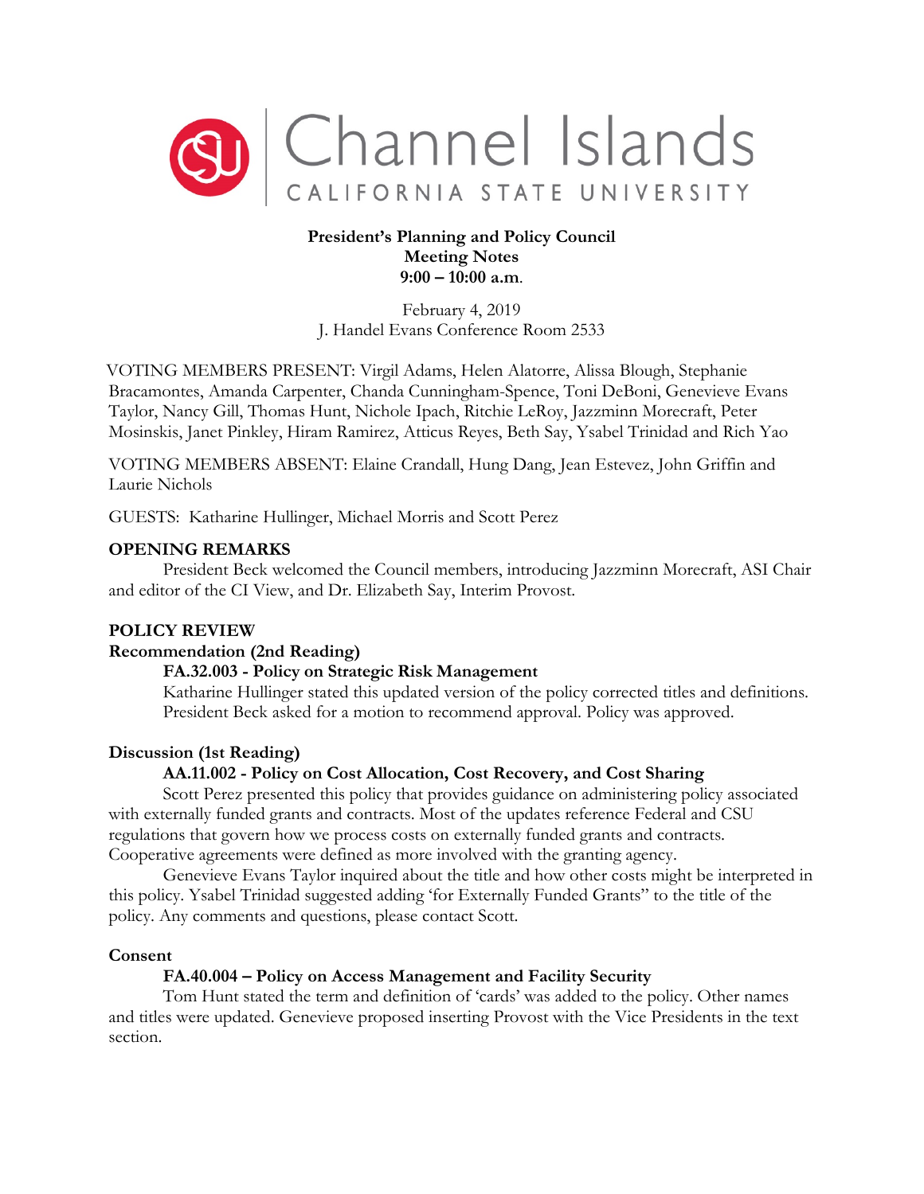Channel Islands
CALIFORNIA STATE UNIVERSITY

**President's Planning and Policy Council**
**Meeting Notes**
**9:00 – 10:00 a.m.**

February 4, 2019
J. Handel Evans Conference Room 2533

VOTING MEMBERS PRESENT: Virgil Adams, Helen Alatorre, Alissa Blough, Stephanie Bracamontes, Amanda Carpenter, Chanda Cunningham-Spence, Toni DeBoni, Genevieve Evans Taylor, Nancy Gill, Thomas Hunt, Nichole Ipach, Ritchie LeRoy, Jazzminn Morecraft, Peter Mosinskis, Janet Pinkley, Hiram Ramirez, Atticus Reyes, Beth Say, Ysabel Trinidad and Rich Yao

VOTING MEMBERS ABSENT: Elaine Crandall, Hung Dang, Jean Estevez, John Griffin and Laurie Nichols

GUESTS: Katharine Hullinger, Michael Morris and Scott Perez

## OPENING REMARKS

President Beck welcomed the Council members, introducing Jazzminn Morecraft, ASI Chair and editor of the CI View, and Dr. Elizabeth Say, Interim Provost.

## POLICY REVIEW

### Recommendation (2nd Reading)

**FA.32.003 - Policy on Strategic Risk Management**

Katharine Hullinger stated this updated version of the policy corrected titles and definitions. President Beck asked for a motion to recommend approval. Policy was approved.

### Discussion (1st Reading)

**AA.11.002 - Policy on Cost Allocation, Cost Recovery, and Cost Sharing**

Scott Perez presented this policy that provides guidance on administering policy associated with externally funded grants and contracts. Most of the updates reference Federal and CSU regulations that govern how we process costs on externally funded grants and contracts. Cooperative agreements were defined as more involved with the granting agency.

Genevieve Evans Taylor inquired about the title and how other costs might be interpreted in this policy. Ysabel Trinidad suggested adding 'for Externally Funded Grants" to the title of the policy. Any comments and questions, please contact Scott.

### Consent

**FA.40.004 – Policy on Access Management and Facility Security**

Tom Hunt stated the term and definition of 'cards' was added to the policy. Other names and titles were updated. Genevieve proposed inserting Provost with the Vice Presidents in the text section.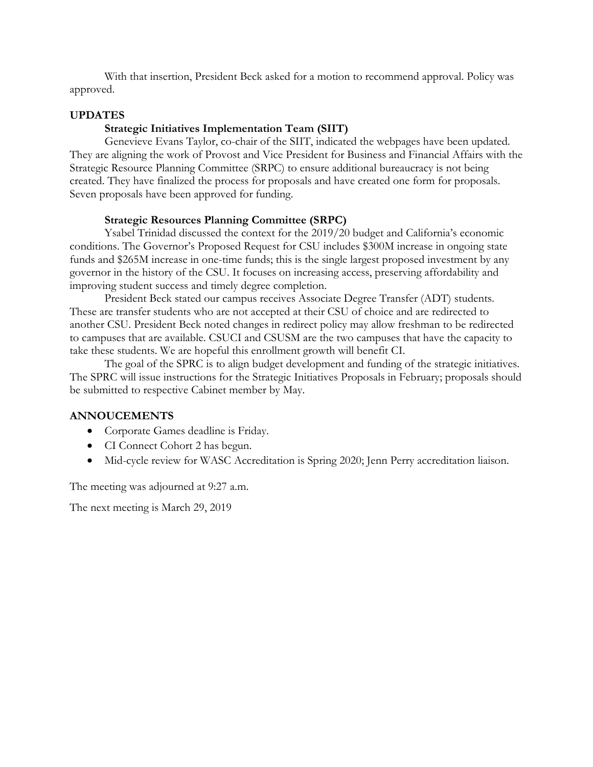With that insertion, President Beck asked for a motion to recommend approval. Policy was approved.

## UPDATES

### Strategic Initiatives Implementation Team (SIIT)

Genevieve Evans Taylor, co-chair of the SIIT, indicated the webpages have been updated. They are aligning the work of Provost and Vice President for Business and Financial Affairs with the Strategic Resource Planning Committee (SRPC) to ensure additional bureaucracy is not being created. They have finalized the process for proposals and have created one form for proposals. Seven proposals have been approved for funding.

### Strategic Resources Planning Committee (SRPC)

Ysabel Trinidad discussed the context for the 2019/20 budget and California's economic conditions. The Governor's Proposed Request for CSU includes $300M increase in ongoing state funds and $265M increase in one-time funds; this is the single largest proposed investment by any governor in the history of the CSU. It focuses on increasing access, preserving affordability and improving student success and timely degree completion.

President Beck stated our campus receives Associate Degree Transfer (ADT) students. These are transfer students who are not accepted at their CSU of choice and are redirected to another CSU. President Beck noted changes in redirect policy may allow freshman to be redirected to campuses that are available. CSUCI and CSUSM are the two campuses that have the capacity to take these students. We are hopeful this enrollment growth will benefit CI.

The goal of the SPRC is to align budget development and funding of the strategic initiatives. The SPRC will issue instructions for the Strategic Initiatives Proposals in February; proposals should be submitted to respective Cabinet member by May.

## ANNOUCEMENTS

- Corporate Games deadline is Friday.
- CI Connect Cohort 2 has begun.
- Mid-cycle review for WASC Accreditation is Spring 2020; Jenn Perry accreditation liaison.

The meeting was adjourned at 9:27 a.m.

The next meeting is March 29, 2019